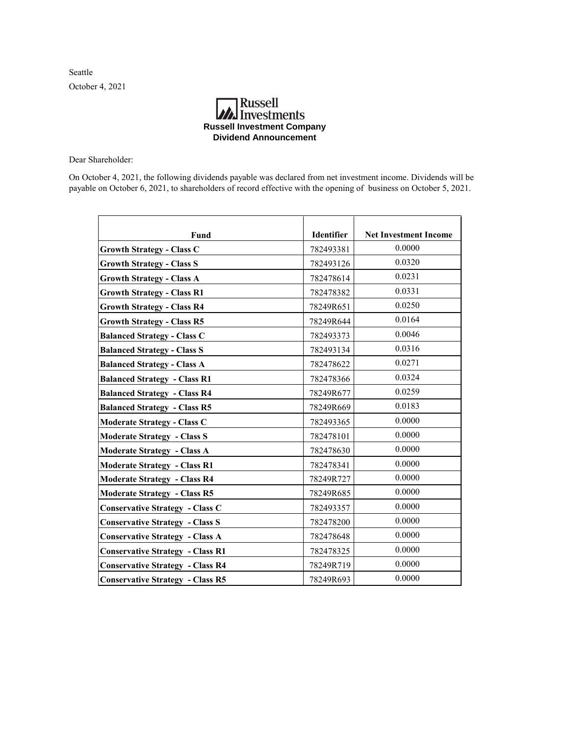Seattle

October 4, 2021

Russell Investments

**Russell Investment Company**
**Dividend Announcement**

Dear Shareholder:

On October 4, 2021, the following dividends payable was declared from net investment income. Dividends will be payable on October 6, 2021, to shareholders of record effective with the opening of business on October 5, 2021.

| Fund | Identifier | Net Investment Income |
|---|---|---|
| **Growth Strategy - Class C** | 782493381 | 0.0000 |
| **Growth Strategy - Class S** | 782493126 | 0.0320 |
| **Growth Strategy - Class A** | 782478614 | 0.0231 |
| **Growth Strategy - Class R1** | 782478382 | 0.0331 |
| **Growth Strategy - Class R4** | 78249R651 | 0.0250 |
| **Growth Strategy - Class R5** | 78249R644 | 0.0164 |
| **Balanced Strategy - Class C** | 782493373 | 0.0046 |
| **Balanced Strategy - Class S** | 782493134 | 0.0316 |
| **Balanced Strategy - Class A** | 782478622 | 0.0271 |
| **Balanced Strategy - Class R1** | 782478366 | 0.0324 |
| **Balanced Strategy - Class R4** | 78249R677 | 0.0259 |
| **Balanced Strategy - Class R5** | 78249R669 | 0.0183 |
| **Moderate Strategy - Class C** | 782493365 | 0.0000 |
| **Moderate Strategy - Class S** | 782478101 | 0.0000 |
| **Moderate Strategy - Class A** | 782478630 | 0.0000 |
| **Moderate Strategy - Class R1** | 782478341 | 0.0000 |
| **Moderate Strategy - Class R4** | 78249R727 | 0.0000 |
| **Moderate Strategy - Class R5** | 78249R685 | 0.0000 |
| **Conservative Strategy - Class C** | 782493357 | 0.0000 |
| **Conservative Strategy - Class S** | 782478200 | 0.0000 |
| **Conservative Strategy - Class A** | 782478648 | 0.0000 |
| **Conservative Strategy - Class R1** | 782478325 | 0.0000 |
| **Conservative Strategy - Class R4** | 78249R719 | 0.0000 |
| **Conservative Strategy - Class R5** | 78249R693 | 0.0000 |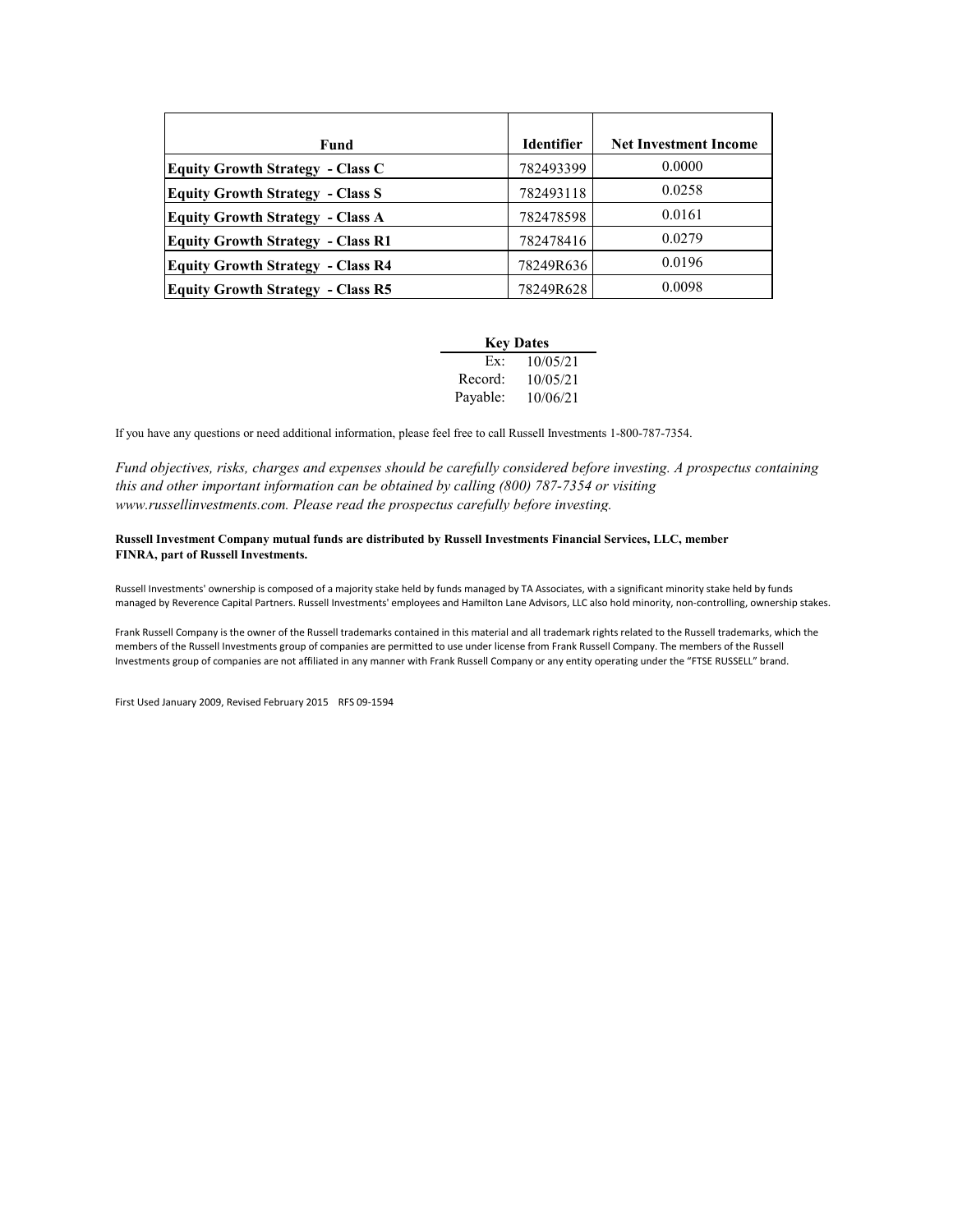| Fund | Identifier | Net Investment Income |
|---|---|---|
| **Equity Growth Strategy - Class C** | 782493399 | 0.0000 |
| **Equity Growth Strategy - Class S** | 782493118 | 0.0258 |
| **Equity Growth Strategy - Class A** | 782478598 | 0.0161 |
| **Equity Growth Strategy - Class R1** | 782478416 | 0.0279 |
| **Equity Growth Strategy - Class R4** | 78249R636 | 0.0196 |
| **Equity Growth Strategy - Class R5** | 78249R628 | 0.0098 |

| **Key Dates** | |
|---|---|
| Ex: | 10/05/21 |
| Record: | 10/05/21 |
| Payable: | 10/06/21 |

If you have any questions or need additional information, please feel free to call Russell Investments 1-800-787-7354.

*Fund objectives, risks, charges and expenses should be carefully considered before investing. A prospectus containing this and other important information can be obtained by calling (800) 787-7354 or visiting www.russellinvestments.com. Please read the prospectus carefully before investing.*

**Russell Investment Company mutual funds are distributed by Russell Investments Financial Services, LLC, member FINRA, part of Russell Investments.**

Russell Investments' ownership is composed of a majority stake held by funds managed by TA Associates, with a significant minority stake held by funds managed by Reverence Capital Partners. Russell Investments' employees and Hamilton Lane Advisors, LLC also hold minority, non-controlling, ownership stakes.

Frank Russell Company is the owner of the Russell trademarks contained in this material and all trademark rights related to the Russell trademarks, which the members of the Russell Investments group of companies are permitted to use under license from Frank Russell Company. The members of the Russell Investments group of companies are not affiliated in any manner with Frank Russell Company or any entity operating under the "FTSE RUSSELL" brand.

First Used January 2009, Revised February 2015 RFS 09-1594